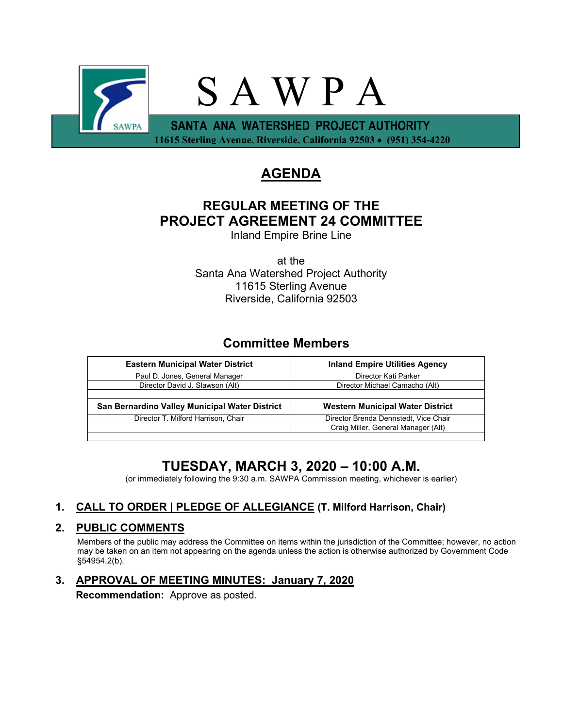# S A W P A

**SANTA ANA WATERSHED PROJECT AUTHORITY**

**11615 Sterling Avenue, Riverside, California 92503 • (951) 354-4220**

# AGENDA

## REGULAR MEETING OF THE PROJECT AGREEMENT 24 COMMITTEE

Inland Empire Brine Line

at the
Santa Ana Watershed Project Authority
11615 Sterling Avenue
Riverside, California 92503

## Committee Members

| Eastern Municipal Water District | Inland Empire Utilities Agency |
|---|---|
| Paul D. Jones, General Manager | Director Kati Parker |
| Director David J. Slawson (Alt) | Director Michael Camacho (Alt) |
| | |
| **San Bernardino Valley Municipal Water District** | **Western Municipal Water District** |
| Director T. Milford Harrison, Chair | Director Brenda Dennstedt, Vice Chair |
| | Craig Miller, General Manager (Alt) |

## TUESDAY, MARCH 3, 2020 – 10:00 A.M.

(or immediately following the 9:30 a.m. SAWPA Commission meeting, whichever is earlier)

1. **CALL TO ORDER | PLEDGE OF ALLEGIANCE (T. Milford Harrison, Chair)**

2. **PUBLIC COMMENTS**

   Members of the public may address the Committee on items within the jurisdiction of the Committee; however, no action may be taken on an item not appearing on the agenda unless the action is otherwise authorized by Government Code §54954.2(b).

3. **APPROVAL OF MEETING MINUTES: January 7, 2020**

   **Recommendation:** Approve as posted.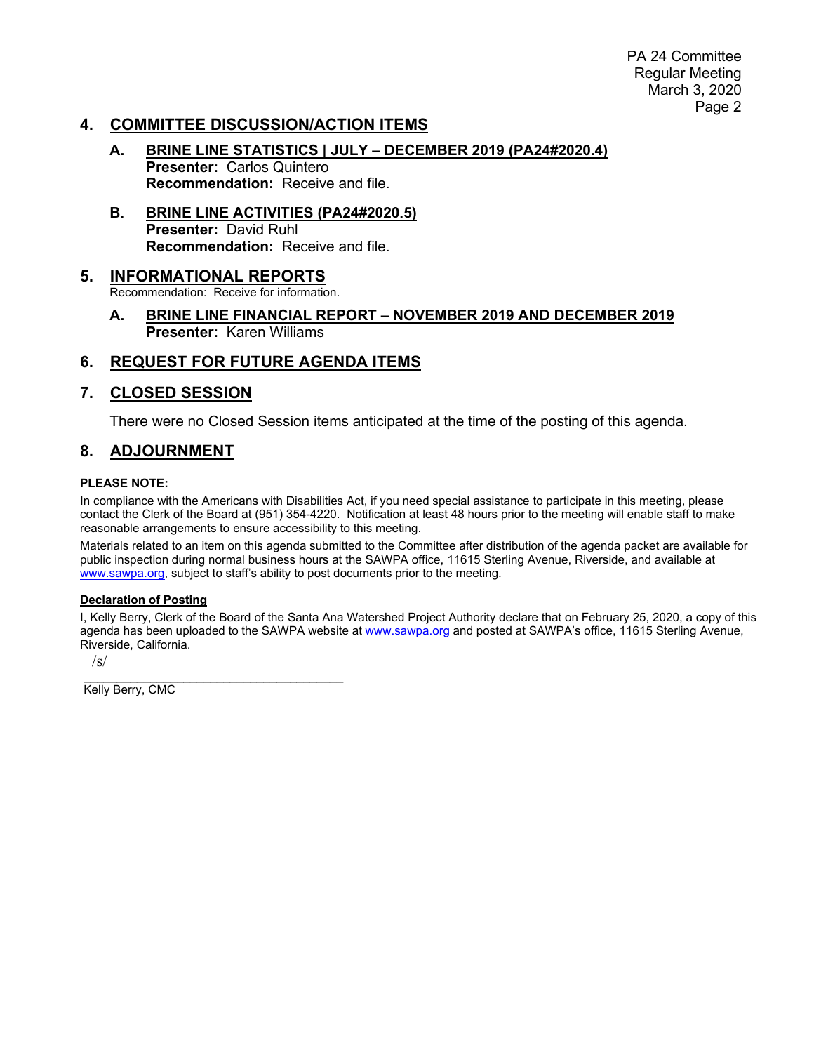## 4. COMMITTEE DISCUSSION/ACTION ITEMS

### A. BRINE LINE STATISTICS | JULY – DECEMBER 2019 (PA24#2020.4)

**Presenter:** Carlos Quintero
**Recommendation:** Receive and file.

### B. BRINE LINE ACTIVITIES (PA24#2020.5)

**Presenter:** David Ruhl
**Recommendation:** Receive and file.

## 5. INFORMATIONAL REPORTS

Recommendation: Receive for information.

### A. BRINE LINE FINANCIAL REPORT – NOVEMBER 2019 AND DECEMBER 2019

**Presenter:** Karen Williams

## 6. REQUEST FOR FUTURE AGENDA ITEMS

## 7. CLOSED SESSION

There were no Closed Session items anticipated at the time of the posting of this agenda.

## 8. ADJOURNMENT

**PLEASE NOTE:**

In compliance with the Americans with Disabilities Act, if you need special assistance to participate in this meeting, please contact the Clerk of the Board at (951) 354-4220. Notification at least 48 hours prior to the meeting will enable staff to make reasonable arrangements to ensure accessibility to this meeting.

Materials related to an item on this agenda submitted to the Committee after distribution of the agenda packet are available for public inspection during normal business hours at the SAWPA office, 11615 Sterling Avenue, Riverside, and available at www.sawpa.org, subject to staff's ability to post documents prior to the meeting.

**Declaration of Posting**

I, Kelly Berry, Clerk of the Board of the Santa Ana Watershed Project Authority declare that on February 25, 2020, a copy of this agenda has been uploaded to the SAWPA website at www.sawpa.org and posted at SAWPA's office, 11615 Sterling Avenue, Riverside, California.

/s/
_______________________________________
Kelly Berry, CMC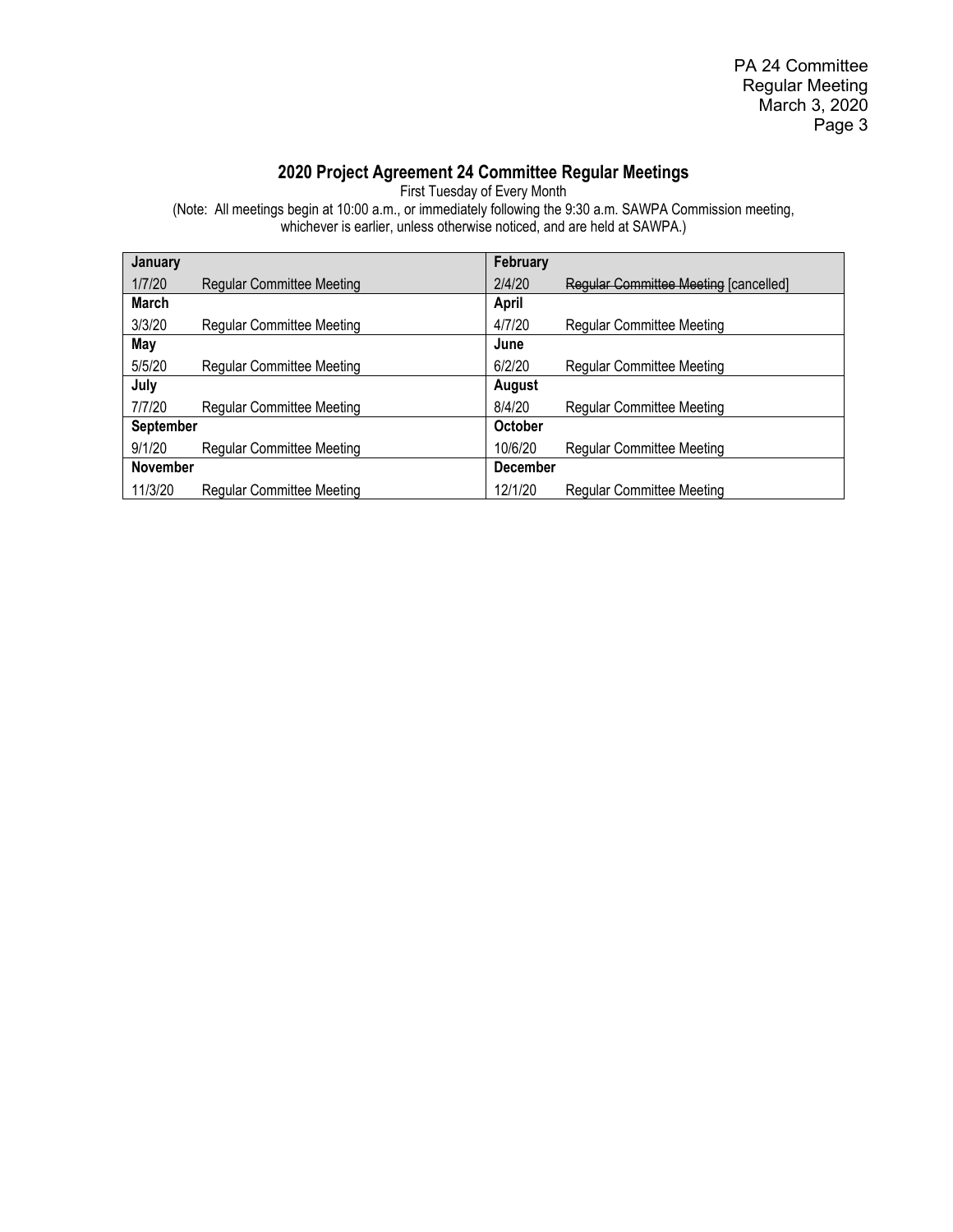## 2020 Project Agreement 24 Committee Regular Meetings

First Tuesday of Every Month

(Note: All meetings begin at 10:00 a.m., or immediately following the 9:30 a.m. SAWPA Commission meeting, whichever is earlier, unless otherwise noticed, and are held at SAWPA.)

| **January** | | **February** | |
|---|---|---|---|
| 1/7/20 | Regular Committee Meeting | 2/4/20 | ~~Regular Committee Meeting~~ [cancelled] |
| **March** | | **April** | |
| 3/3/20 | Regular Committee Meeting | 4/7/20 | Regular Committee Meeting |
| **May** | | **June** | |
| 5/5/20 | Regular Committee Meeting | 6/2/20 | Regular Committee Meeting |
| **July** | | **August** | |
| 7/7/20 | Regular Committee Meeting | 8/4/20 | Regular Committee Meeting |
| **September** | | **October** | |
| 9/1/20 | Regular Committee Meeting | 10/6/20 | Regular Committee Meeting |
| **November** | | **December** | |
| 11/3/20 | Regular Committee Meeting | 12/1/20 | Regular Committee Meeting |